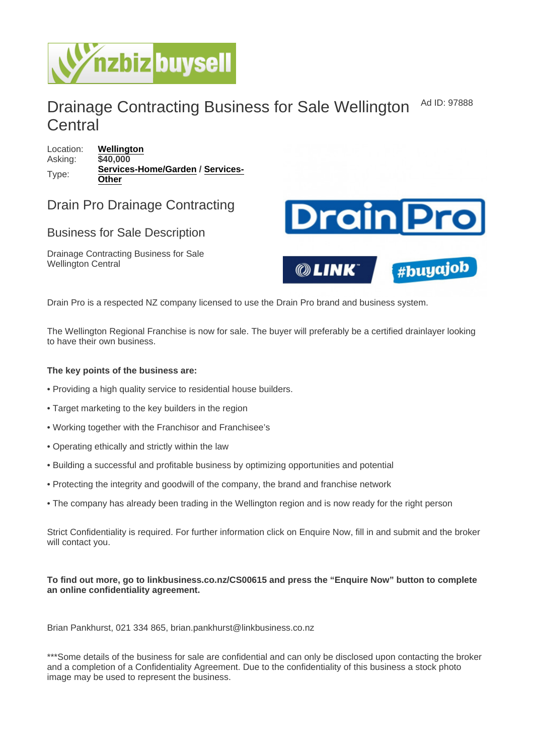# Drainage Contracting Business for Sale Wellington Central

Ad ID: 97888

Location: **Wellington**
Asking: **$40,000**
Type: **Services-Home/Garden** / **Services-Other**

## Drain Pro Drainage Contracting

## Business for Sale Description

Drainage Contracting Business for Sale Wellington Central

Drain Pro is a respected NZ company licensed to use the Drain Pro brand and business system.

The Wellington Regional Franchise is now for sale. The buyer will preferably be a certified drainlayer looking to have their own business.

**The key points of the business are:**

• Providing a high quality service to residential house builders.

• Target marketing to the key builders in the region

• Working together with the Franchisor and Franchisee's

• Operating ethically and strictly within the law

• Building a successful and profitable business by optimizing opportunities and potential

• Protecting the integrity and goodwill of the company, the brand and franchise network

• The company has already been trading in the Wellington region and is now ready for the right person

Strict Confidentiality is required. For further information click on Enquire Now, fill in and submit and the broker will contact you.

**To find out more, go to linkbusiness.co.nz/CS00615 and press the "Enquire Now" button to complete an online confidentiality agreement.**

Brian Pankhurst, 021 334 865, brian.pankhurst@linkbusiness.co.nz

***Some details of the business for sale are confidential and can only be disclosed upon contacting the broker and a completion of a Confidentiality Agreement. Due to the confidentiality of this business a stock photo image may be used to represent the business.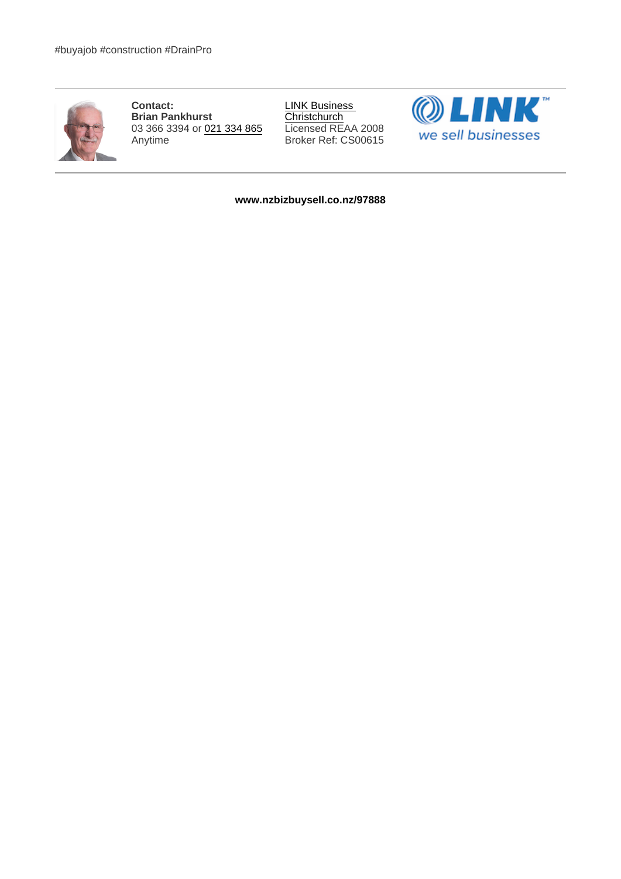#buyajob #construction #DrainPro

**Contact:**
**Brian Pankhurst**
03 366 3394 or 021 334 865
Anytime

LINK Business Christchurch
Licensed REAA 2008
Broker Ref: CS00615

LINK™
we sell businesses

**www.nzbizbuysell.co.nz/97888**